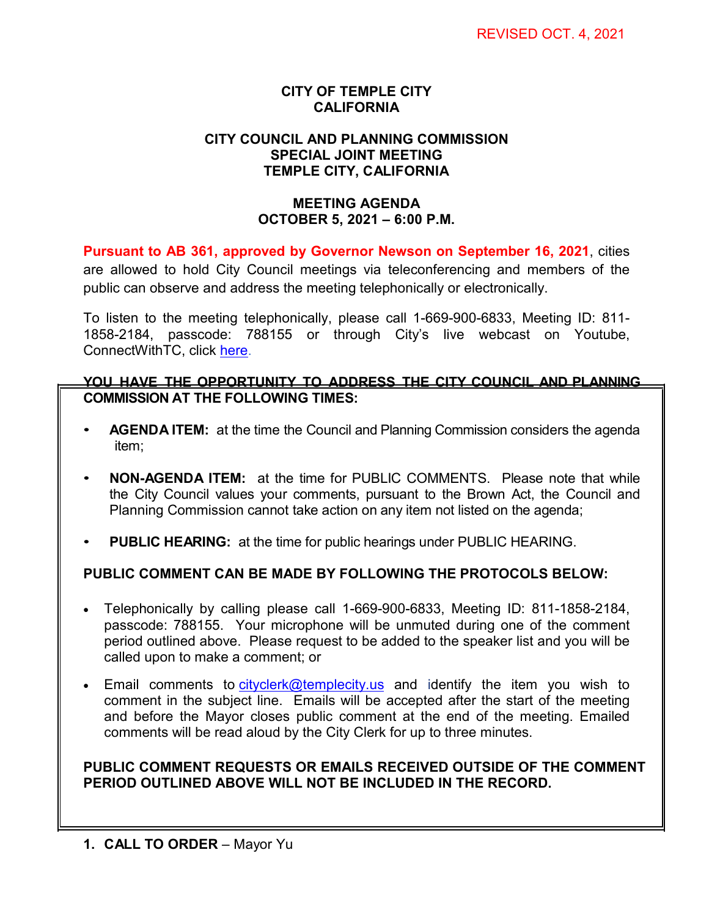REVISED OCT. 4, 2021

# CITY OF TEMPLE CITY
# CALIFORNIA

## CITY COUNCIL AND PLANNING COMMISSION
## SPECIAL JOINT MEETING
## TEMPLE CITY, CALIFORNIA

## MEETING AGENDA
## OCTOBER 5, 2021 – 6:00 P.M.

**Pursuant to AB 361, approved by Governor Newson on September 16, 2021**, cities are allowed to hold City Council meetings via teleconferencing and members of the public can observe and address the meeting telephonically or electronically.

To listen to the meeting telephonically, please call 1-669-900-6833, Meeting ID: 811-1858-2184, passcode: 788155 or through City's live webcast on Youtube, ConnectWithTC, click here.

**YOU HAVE THE OPPORTUNITY TO ADDRESS THE CITY COUNCIL AND PLANNING COMMISSION AT THE FOLLOWING TIMES:**

- **AGENDA ITEM:** at the time the Council and Planning Commission considers the agenda item;
- **NON-AGENDA ITEM:** at the time for PUBLIC COMMENTS. Please note that while the City Council values your comments, pursuant to the Brown Act, the Council and Planning Commission cannot take action on any item not listed on the agenda;
- **PUBLIC HEARING:** at the time for public hearings under PUBLIC HEARING.

**PUBLIC COMMENT CAN BE MADE BY FOLLOWING THE PROTOCOLS BELOW:**

- Telephonically by calling please call 1-669-900-6833, Meeting ID: 811-1858-2184, passcode: 788155. Your microphone will be unmuted during one of the comment period outlined above. Please request to be added to the speaker list and you will be called upon to make a comment; or
- Email comments to cityclerk@templecity.us and identify the item you wish to comment in the subject line. Emails will be accepted after the start of the meeting and before the Mayor closes public comment at the end of the meeting. Emailed comments will be read aloud by the City Clerk for up to three minutes.

**PUBLIC COMMENT REQUESTS OR EMAILS RECEIVED OUTSIDE OF THE COMMENT PERIOD OUTLINED ABOVE WILL NOT BE INCLUDED IN THE RECORD.**

1. **CALL TO ORDER** – Mayor Yu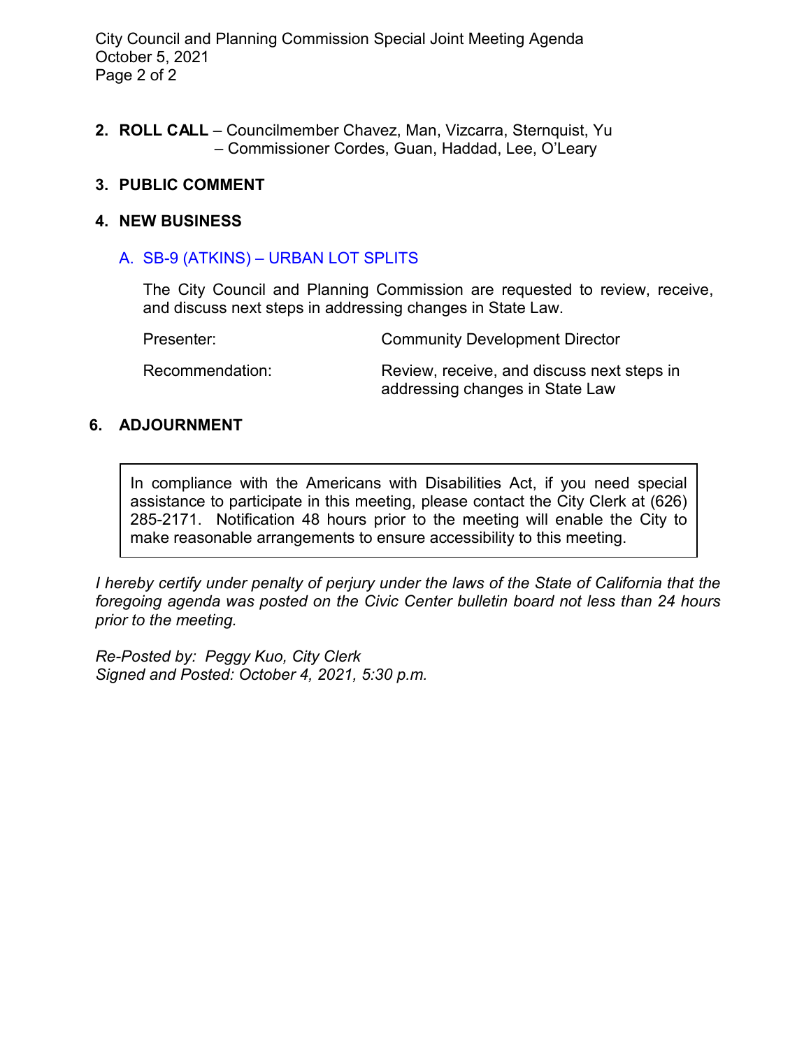**2. ROLL CALL** – Councilmember Chavez, Man, Vizcarra, Sternquist, Yu
– Commissioner Cordes, Guan, Haddad, Lee, O'Leary

**3. PUBLIC COMMENT**

**4. NEW BUSINESS**

A. SB-9 (ATKINS) – URBAN LOT SPLITS

The City Council and Planning Commission are requested to review, receive, and discuss next steps in addressing changes in State Law.

| | |
|---|---|
| Presenter: | Community Development Director |
| Recommendation: | Review, receive, and discuss next steps in addressing changes in State Law |

**6. ADJOURNMENT**

In compliance with the Americans with Disabilities Act, if you need special assistance to participate in this meeting, please contact the City Clerk at (626) 285-2171. Notification 48 hours prior to the meeting will enable the City to make reasonable arrangements to ensure accessibility to this meeting.

*I hereby certify under penalty of perjury under the laws of the State of California that the foregoing agenda was posted on the Civic Center bulletin board not less than 24 hours prior to the meeting.*

*Re-Posted by: Peggy Kuo, City Clerk*
*Signed and Posted: October 4, 2021, 5:30 p.m.*